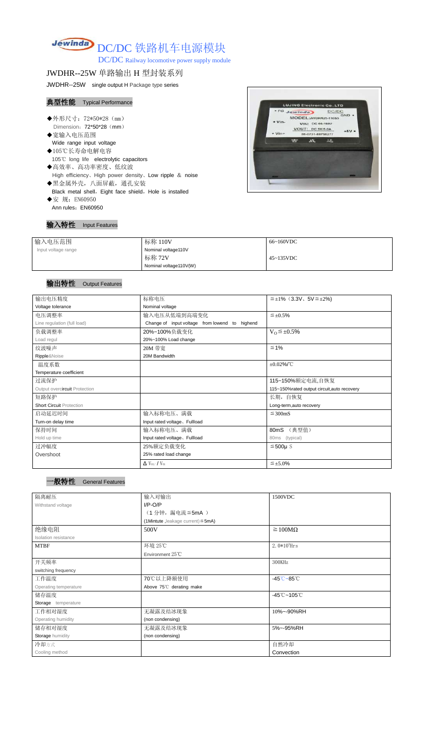# DC/DC 铁路机车电源模块

DC/DC Railway locomotive power supply module

## JWDHR--25W 单路输出 H 型封装系列

JWDHR--25W single output H Package type series

### 典型性能 Typical Performance

- ◆外形尺寸：72\*50\*28（mm）
  Dimension：72\*50\*28（mm）
- ◆宽输入电压范围
  Wide range input voltage
- ◆105℃长寿命电解电容
  105℃ long life electrolytic capacitors
- ◆高效率、高功率密度、低纹波
  High efficiency、High power density、Low ripple & noise
- ◆黑金属外壳，八面屏蔽，通孔安装
  Black metal shell，Eight face shield，Hole is installed
- ◆安 规：EN60950
  Ann rules：EN60950

### 输入特性 Input Features

| 输入电压范围<br>Input voltage range | 标称 110V<br>Nominal voltage110V | 66~160VDC |
|---|---|---|
| | 标称 72V<br>Nominal voltage110V(W) | 45~135VDC |

### 输出特性 Output Features

| 输出电压精度<br>Voltage tolerance | 标称电压<br>Nominal voltage | ≦±1%（3.3V、5V≦±2%) |
|---|---|---|
| 电压调整率<br>Line regulation (full load) | 输入电压从低端到高端变化<br>Change of input voltage from lowend to highend | ≦±0.5% |
| 负载调整率<br>Load regul | 20%~100%负载变化<br>20%~100% Load change | $V_O$≦±0.5% |
| 纹波噪声<br>Ripple&Noise | 20M 带宽<br>20M Bandwidth | ≦1% |
| 温度系数<br>Temperature coefficient | | ±0.02%/℃ |
| 过流保护<br>Output overcircuit Protection | | 115~150%额定电流,自恢复<br>115~150%rated output circuit,auto recovery |
| 短路保护<br>Short Circuit Protection | | 长期，自恢复<br>Long-term,auto recovery |
| 启动延迟时间<br>Turn-on delay time | 输入标称电压、满载<br>Input rated voltage、Fullload | ≦300mS |
| 保持时间<br>Hold up time | 输入标称电压、满载<br>Input rated voltage、Fullload | 80mS （典型值）<br>80ms (typical) |
| 过冲幅度<br>Overshoot | 25%额定负载变化<br>25% rated load change | ≦500μS |
| | $\Delta V_{01}/V_{01}$ | ≦±5.0% |

### 一般特性 General Features

| 隔离耐压<br>Withstand voltage | 输入对输出<br>I/P-O/P<br>（1 分钟，漏电流≦5mA ）<br>(1Mintute ,leakage current)≦5mA) | 1500VDC |
|---|---|---|
| 绝缘电阻<br>Isolation resistance | 500V | ≧100MΩ |
| MTBF | 环境 25℃<br>Environment 25℃ | $2.0*10^5$Hrs |
| 开关频率<br>switching frequency | | 300KHz |
| 工作温度<br>Operating temperature | 70℃以上降额使用<br>Above 75℃ derating make | -45℃~85℃ |
| 储存温度<br>Storage temperature | | -45℃~105℃ |
| 工作相对湿度<br>Operating humidity | 无凝露及结冰现象<br>(non condensing) | 10%~-90%RH |
| 储存相对湿度<br>Storage humidity | 无凝露及结冰现象<br>(non condensing) | 5%~-95%RH |
| 冷却方式<br>Cooling method | | 自然冷却<br>Convection |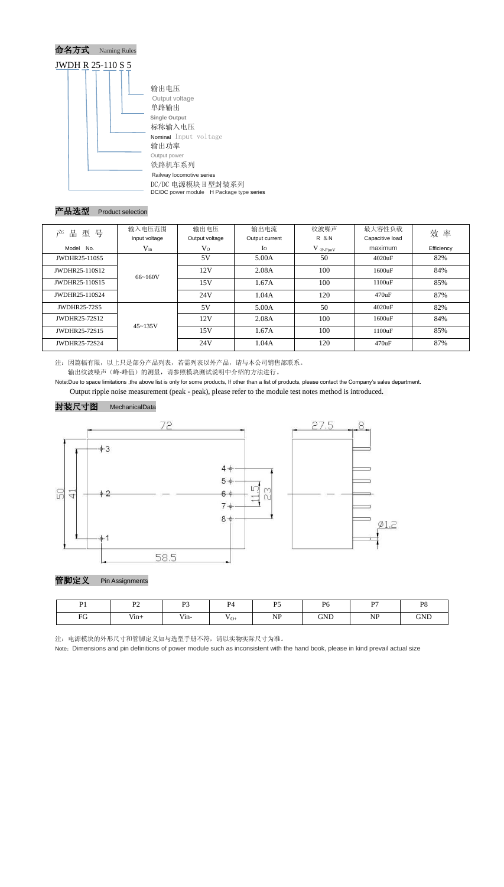## 命名方式 Naming Rules

JWDH R 25-110 S 5

- 输出电压 Output voltage
- 单路输出 Single Output
- 标称输入电压 Nominal Input voltage
- 输出功率 Output power
- 铁路机车系列 Railway locomotive series
- DC/DC 电源模块 H 型封装系列 DC/DC power module H Package type series

## 产品选型 Product selection

| 产品型号<br>Model No. | 输入电压范围<br>Input voltage<br>$V_{in}$ | 输出电压<br>Output voltage<br>$V_O$ | 输出电流<br>Output current<br>$I_O$ | 纹波噪声<br>R & N<br>$V_{(P-P)mV}$ | 最大容性负载<br>Capacitive load<br>maximum | 效率<br>Efficiency |
|---|---|---|---|---|---|---|
| JWDHR25-110S5 | 66~160V | 5V | 5.00A | 50 | 4020uF | 82% |
| JWDHR25-110S12 | | 12V | 2.08A | 100 | 1600uF | 84% |
| JWDHR25-110S15 | | 15V | 1.67A | 100 | 1100uF | 85% |
| JWDHR25-110S24 | | 24V | 1.04A | 120 | 470uF | 87% |
| JWDHR25-72S5 | 45~135V | 5V | 5.00A | 50 | 4020uF | 82% |
| JWDHR25-72S12 | | 12V | 2.08A | 100 | 1600uF | 84% |
| JWDHR25-72S15 | | 15V | 1.67A | 100 | 1100uF | 85% |
| JWDHR25-72S24 | | 24V | 1.04A | 120 | 470uF | 87% |

注：因篇幅有限，以上只是部分产品列表，若需列表以外产品，请与本公司销售部联系。
输出纹波噪声（峰-峰值）的测量，请参照模块测试说明中介绍的方法进行。

Note:Due to space limitations ,the above list is only for some products, If other than a list of products, please contact the Company's sales department.
Output ripple noise measurement (peak - peak), please refer to the module test notes method is introduced.

## 封装尺寸图 MechanicalData

72, 50, 41, 58.5, 11.5, 23, 27.5, 8, Ø1.2

## 管脚定义 Pin Assignments

| P1 | P2 | P3 | P4 | P5 | P6 | P7 | P8 |
|---|---|---|---|---|---|---|---|
| FG | Vin+ | Vin- | $V_{O+}$ | NP | GND | NP | GND |

注：电源模块的外形尺寸和管脚定义如与选型手册不符，请以实物实际尺寸为准。

Note：Dimensions and pin definitions of power module such as inconsistent with the hand book, please in kind prevail actual size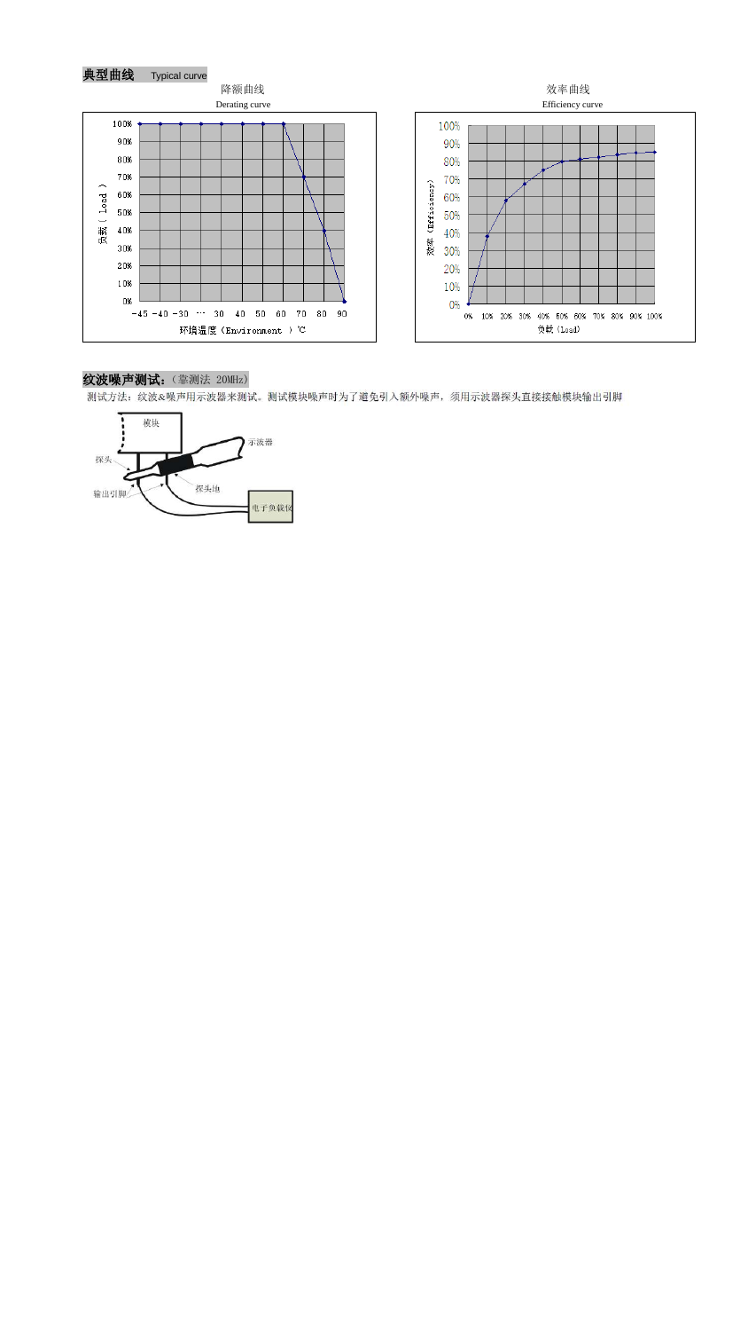## 典型曲线 Typical curve

降额曲线

Derating curve

100%
90%
80%
70%
60%
50%
40%
30%
20%
10%
0%

负载（ Load ）

-45 -40 -30 … 30 40 50 60 70 80 90

环境温度（Environment ）℃

效率曲线

Efficiency curve

100%
90%
80%
70%
60%
50%
40%
30%
20%
10%
0%

效率（Efficiency）

0% 10% 20% 30% 40% 50% 60% 70% 80% 90% 100%

负载（Load）

## 纹波噪声测试：（靠测法 20MHz）

测试方法：纹波&噪声用示波器来测试。测试模块噪声时为了避免引入额外噪声，须用示波器探头直接接触模块输出引脚

模块

示波器

探头

探头地

输出引脚

电子负载仪